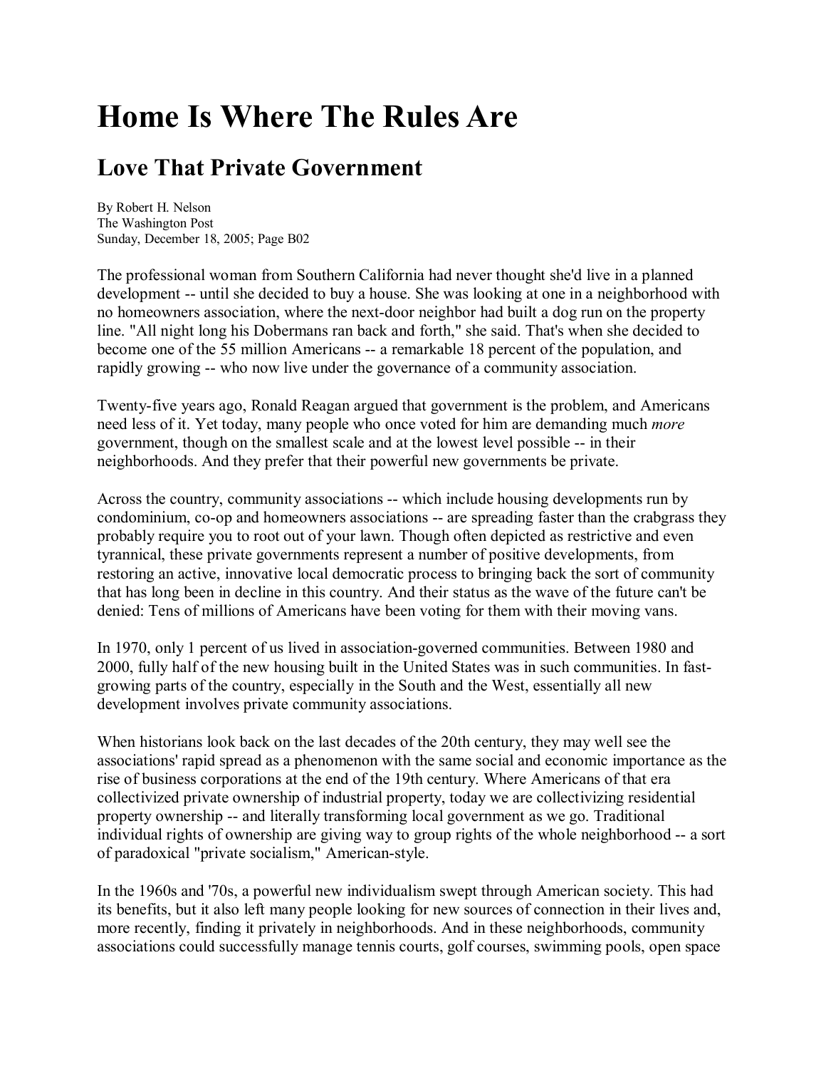# Home Is Where The Rules Are

## Love That Private Government

By Robert H. Nelson
The Washington Post
Sunday, December 18, 2005; Page B02

The professional woman from Southern California had never thought she'd live in a planned development -- until she decided to buy a house. She was looking at one in a neighborhood with no homeowners association, where the next-door neighbor had built a dog run on the property line. "All night long his Dobermans ran back and forth," she said. That's when she decided to become one of the 55 million Americans -- a remarkable 18 percent of the population, and rapidly growing -- who now live under the governance of a community association.

Twenty-five years ago, Ronald Reagan argued that government is the problem, and Americans need less of it. Yet today, many people who once voted for him are demanding much *more* government, though on the smallest scale and at the lowest level possible -- in their neighborhoods. And they prefer that their powerful new governments be private.

Across the country, community associations -- which include housing developments run by condominium, co-op and homeowners associations -- are spreading faster than the crabgrass they probably require you to root out of your lawn. Though often depicted as restrictive and even tyrannical, these private governments represent a number of positive developments, from restoring an active, innovative local democratic process to bringing back the sort of community that has long been in decline in this country. And their status as the wave of the future can't be denied: Tens of millions of Americans have been voting for them with their moving vans.

In 1970, only 1 percent of us lived in association-governed communities. Between 1980 and 2000, fully half of the new housing built in the United States was in such communities. In fast-growing parts of the country, especially in the South and the West, essentially all new development involves private community associations.

When historians look back on the last decades of the 20th century, they may well see the associations' rapid spread as a phenomenon with the same social and economic importance as the rise of business corporations at the end of the 19th century. Where Americans of that era collectivized private ownership of industrial property, today we are collectivizing residential property ownership -- and literally transforming local government as we go. Traditional individual rights of ownership are giving way to group rights of the whole neighborhood -- a sort of paradoxical "private socialism," American-style.

In the 1960s and '70s, a powerful new individualism swept through American society. This had its benefits, but it also left many people looking for new sources of connection in their lives and, more recently, finding it privately in neighborhoods. And in these neighborhoods, community associations could successfully manage tennis courts, golf courses, swimming pools, open space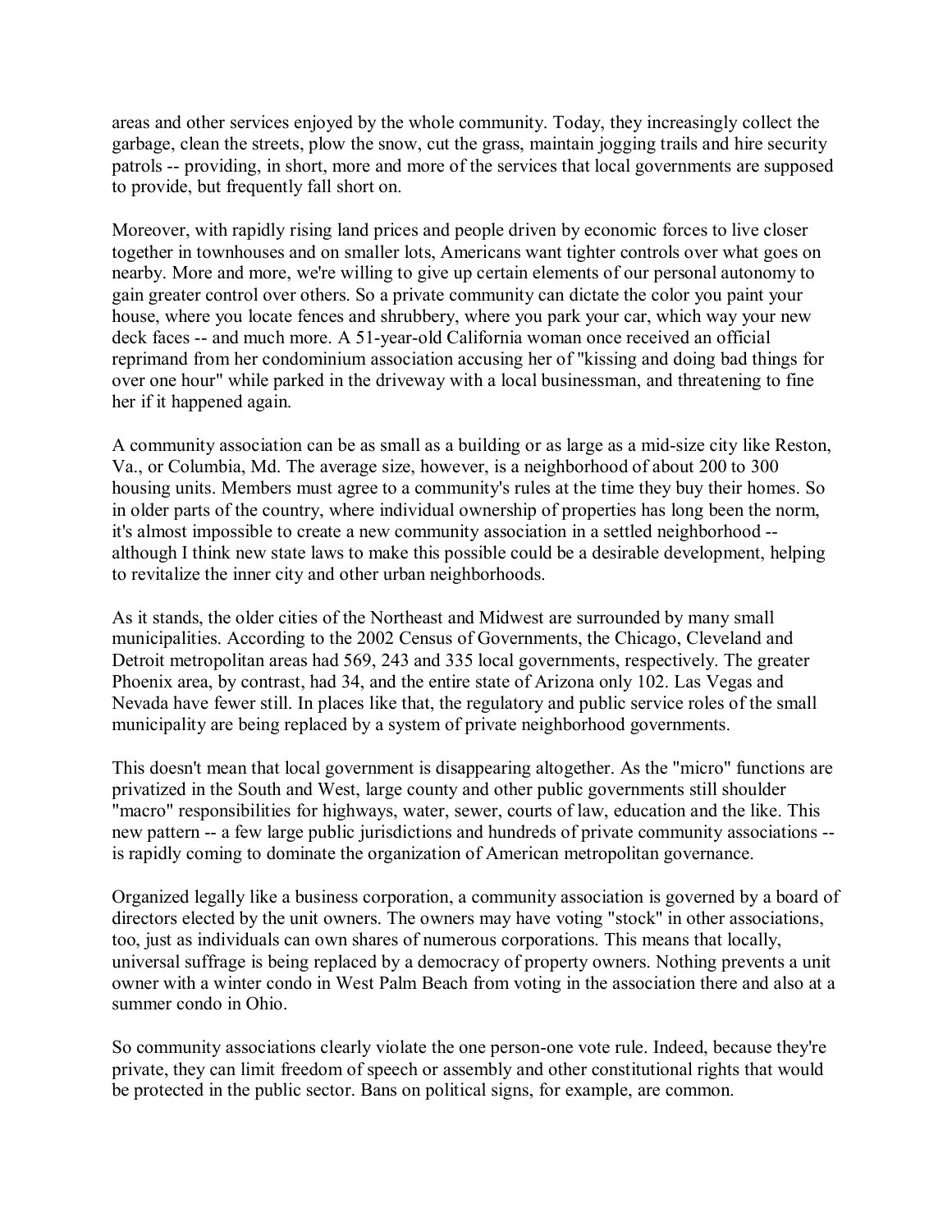areas and other services enjoyed by the whole community. Today, they increasingly collect the garbage, clean the streets, plow the snow, cut the grass, maintain jogging trails and hire security patrols -- providing, in short, more and more of the services that local governments are supposed to provide, but frequently fall short on.

Moreover, with rapidly rising land prices and people driven by economic forces to live closer together in townhouses and on smaller lots, Americans want tighter controls over what goes on nearby. More and more, we're willing to give up certain elements of our personal autonomy to gain greater control over others. So a private community can dictate the color you paint your house, where you locate fences and shrubbery, where you park your car, which way your new deck faces -- and much more. A 51-year-old California woman once received an official reprimand from her condominium association accusing her of "kissing and doing bad things for over one hour" while parked in the driveway with a local businessman, and threatening to fine her if it happened again.

A community association can be as small as a building or as large as a mid-size city like Reston, Va., or Columbia, Md. The average size, however, is a neighborhood of about 200 to 300 housing units. Members must agree to a community's rules at the time they buy their homes. So in older parts of the country, where individual ownership of properties has long been the norm, it's almost impossible to create a new community association in a settled neighborhood -- although I think new state laws to make this possible could be a desirable development, helping to revitalize the inner city and other urban neighborhoods.

As it stands, the older cities of the Northeast and Midwest are surrounded by many small municipalities. According to the 2002 Census of Governments, the Chicago, Cleveland and Detroit metropolitan areas had 569, 243 and 335 local governments, respectively. The greater Phoenix area, by contrast, had 34, and the entire state of Arizona only 102. Las Vegas and Nevada have fewer still. In places like that, the regulatory and public service roles of the small municipality are being replaced by a system of private neighborhood governments.

This doesn't mean that local government is disappearing altogether. As the "micro" functions are privatized in the South and West, large county and other public governments still shoulder "macro" responsibilities for highways, water, sewer, courts of law, education and the like. This new pattern -- a few large public jurisdictions and hundreds of private community associations -- is rapidly coming to dominate the organization of American metropolitan governance.

Organized legally like a business corporation, a community association is governed by a board of directors elected by the unit owners. The owners may have voting "stock" in other associations, too, just as individuals can own shares of numerous corporations. This means that locally, universal suffrage is being replaced by a democracy of property owners. Nothing prevents a unit owner with a winter condo in West Palm Beach from voting in the association there and also at a summer condo in Ohio.

So community associations clearly violate the one person-one vote rule. Indeed, because they're private, they can limit freedom of speech or assembly and other constitutional rights that would be protected in the public sector. Bans on political signs, for example, are common.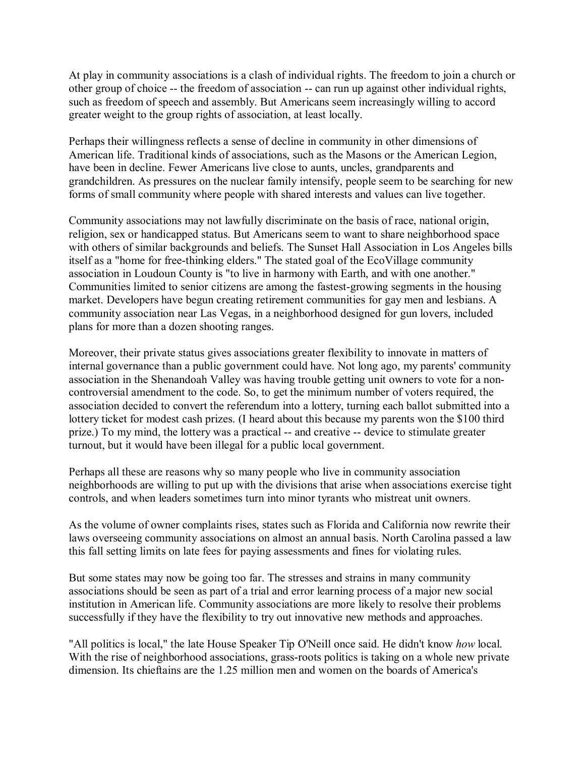At play in community associations is a clash of individual rights. The freedom to join a church or other group of choice -- the freedom of association -- can run up against other individual rights, such as freedom of speech and assembly. But Americans seem increasingly willing to accord greater weight to the group rights of association, at least locally.

Perhaps their willingness reflects a sense of decline in community in other dimensions of American life. Traditional kinds of associations, such as the Masons or the American Legion, have been in decline. Fewer Americans live close to aunts, uncles, grandparents and grandchildren. As pressures on the nuclear family intensify, people seem to be searching for new forms of small community where people with shared interests and values can live together.

Community associations may not lawfully discriminate on the basis of race, national origin, religion, sex or handicapped status. But Americans seem to want to share neighborhood space with others of similar backgrounds and beliefs. The Sunset Hall Association in Los Angeles bills itself as a "home for free-thinking elders." The stated goal of the EcoVillage community association in Loudoun County is "to live in harmony with Earth, and with one another." Communities limited to senior citizens are among the fastest-growing segments in the housing market. Developers have begun creating retirement communities for gay men and lesbians. A community association near Las Vegas, in a neighborhood designed for gun lovers, included plans for more than a dozen shooting ranges.

Moreover, their private status gives associations greater flexibility to innovate in matters of internal governance than a public government could have. Not long ago, my parents' community association in the Shenandoah Valley was having trouble getting unit owners to vote for a non-controversial amendment to the code. So, to get the minimum number of voters required, the association decided to convert the referendum into a lottery, turning each ballot submitted into a lottery ticket for modest cash prizes. (I heard about this because my parents won the $100 third prize.) To my mind, the lottery was a practical -- and creative -- device to stimulate greater turnout, but it would have been illegal for a public local government.

Perhaps all these are reasons why so many people who live in community association neighborhoods are willing to put up with the divisions that arise when associations exercise tight controls, and when leaders sometimes turn into minor tyrants who mistreat unit owners.

As the volume of owner complaints rises, states such as Florida and California now rewrite their laws overseeing community associations on almost an annual basis. North Carolina passed a law this fall setting limits on late fees for paying assessments and fines for violating rules.

But some states may now be going too far. The stresses and strains in many community associations should be seen as part of a trial and error learning process of a major new social institution in American life. Community associations are more likely to resolve their problems successfully if they have the flexibility to try out innovative new methods and approaches.

"All politics is local," the late House Speaker Tip O'Neill once said. He didn't know *how* local. With the rise of neighborhood associations, grass-roots politics is taking on a whole new private dimension. Its chieftains are the 1.25 million men and women on the boards of America's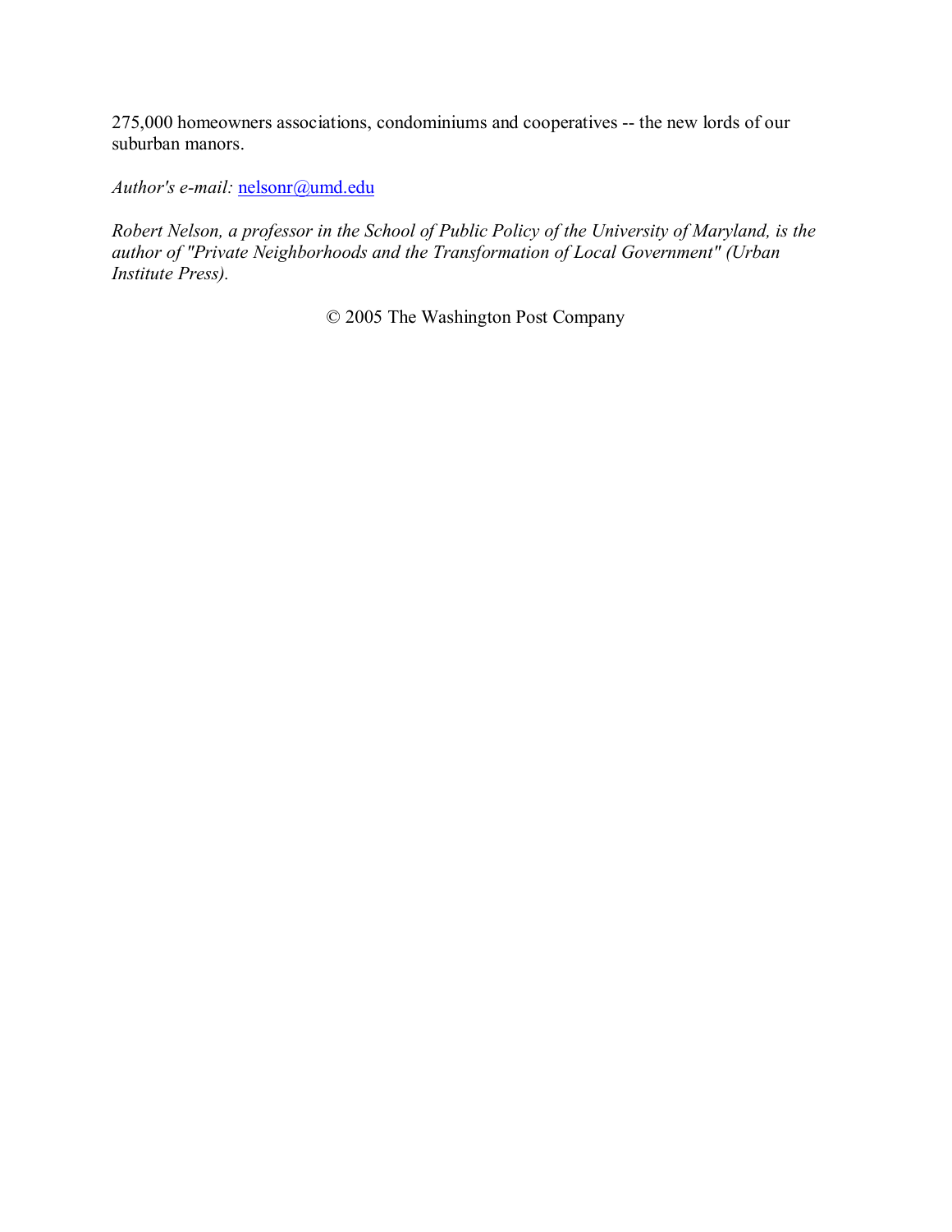275,000 homeowners associations, condominiums and cooperatives -- the new lords of our suburban manors.

*Author's e-mail:* nelsonr@umd.edu

*Robert Nelson, a professor in the School of Public Policy of the University of Maryland, is the author of "Private Neighborhoods and the Transformation of Local Government" (Urban Institute Press).*

© 2005 The Washington Post Company